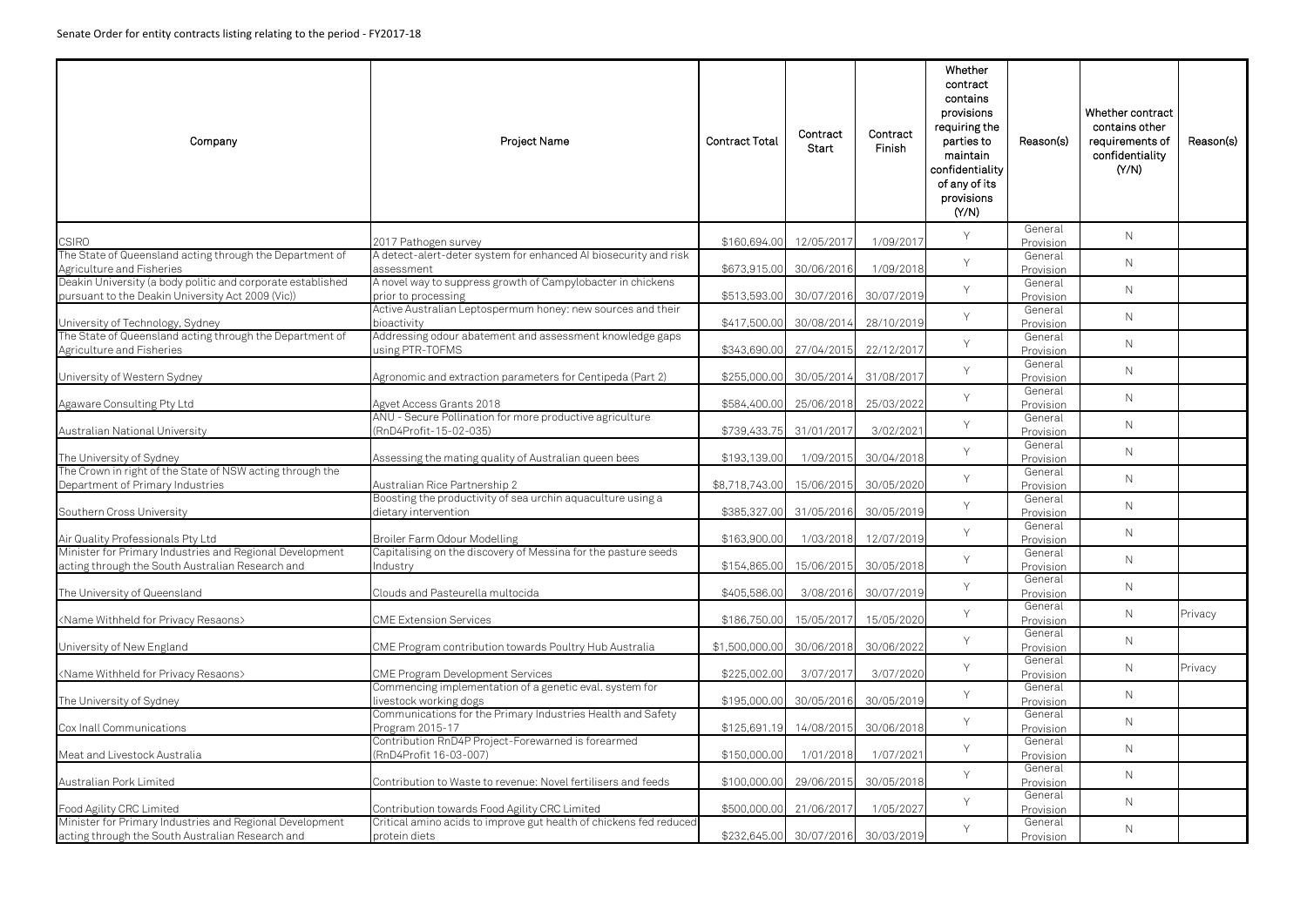Senate Order for entity contracts listing relating to the period - FY2017-18

| Company | Project Name | Contract Total | Contract Start | Contract Finish | Whether contract contains provisions requiring the parties to maintain confidentiality of any of its provisions (Y/N) | Reason(s) | Whether contract contains other requirements of confidentiality (Y/N) | Reason(s) |
|---|---|---|---|---|---|---|---|---|
| CSIRO | 2017 Pathogen survey | $160,694.00 | 12/05/2017 | 1/09/2017 | Y | General Provision | N | |
| The State of Queensland acting through the Department of Agriculture and Fisheries | A detect-alert-deter system for enhanced AI biosecurity and risk assessment | $673,915.00 | 30/06/2016 | 1/09/2018 | Y | General Provision | N | |
| Deakin University (a body politic and corporate established pursuant to the Deakin University Act 2009 (Vic)) | A novel way to suppress growth of Campylobacter in chickens prior to processing | $513,593.00 | 30/07/2016 | 30/07/2019 | Y | General Provision | N | |
| University of Technology, Sydney | Active Australian Leptospermum honey: new sources and their bioactivity | $417,500.00 | 30/08/2014 | 28/10/2019 | Y | General Provision | N | |
| The State of Queensland acting through the Department of Agriculture and Fisheries | Addressing odour abatement and assessment knowledge gaps using PTR-TOFMS | $343,690.00 | 27/04/2015 | 22/12/2017 | Y | General Provision | N | |
| University of Western Sydney | Agronomic and extraction parameters for Centipeda (Part 2) | $255,000.00 | 30/05/2014 | 31/08/2017 | Y | General Provision | N | |
| Agaware Consulting Pty Ltd | Agvet Access Grants 2018 | $584,400.00 | 25/06/2018 | 25/03/2022 | Y | General Provision | N | |
| Australian National University | ANU - Secure Pollination for more productive agriculture (RnD4Profit-15-02-035) | $739,433.75 | 31/01/2017 | 3/02/2021 | Y | General Provision | N | |
| The University of Sydney | Assessing the mating quality of Australian queen bees | $193,139.00 | 1/09/2015 | 30/04/2018 | Y | General Provision | N | |
| The Crown in right of the State of NSW acting through the Department of Primary Industries | Australian Rice Partnership 2 | $8,718,743.00 | 15/06/2015 | 30/05/2020 | Y | General Provision | N | |
| Southern Cross University | Boosting the productivity of sea urchin aquaculture using a dietary intervention | $385,327.00 | 31/05/2016 | 30/05/2019 | Y | General Provision | N | |
| Air Quality Professionals Pty Ltd | Broiler Farm Odour Modelling | $163,900.00 | 1/03/2018 | 12/07/2019 | Y | General Provision | N | |
| Minister for Primary Industries and Regional Development acting through the South Australian Research and | Capitalising on the discovery of Messina for the pasture seeds Industry | $154,865.00 | 15/06/2015 | 30/05/2018 | Y | General Provision | N | |
| The University of Queensland | Clouds and Pasteurella multocida | $405,586.00 | 3/08/2016 | 30/07/2019 | Y | General Provision | N | |
| <Name Withheld for Privacy Resaons> | CME Extension Services | $186,750.00 | 15/05/2017 | 15/05/2020 | Y | General Provision | N | Privacy |
| University of New England | CME Program contribution towards Poultry Hub Australia | $1,500,000.00 | 30/06/2018 | 30/06/2022 | Y | General Provision | N | |
| <Name Withheld for Privacy Resaons> | CME Program Development Services | $225,002.00 | 3/07/2017 | 3/07/2020 | Y | General Provision | N | Privacy |
| The University of Sydney | Commencing implementation of a genetic eval. system for livestock working dogs | $195,000.00 | 30/05/2016 | 30/05/2019 | Y | General Provision | N | |
| Cox Inall Communications | Communications for the Primary Industries Health and Safety Program 2015-17 | $125,691.19 | 14/08/2015 | 30/06/2018 | Y | General Provision | N | |
| Meat and Livestock Australia | Contribution RnD4P Project-Forewarned is forearmed (RnD4Profit 16-03-007) | $150,000.00 | 1/01/2018 | 1/07/2021 | Y | General Provision | N | |
| Australian Pork Limited | Contribution to Waste to revenue: Novel fertilisers and feeds | $100,000.00 | 29/06/2015 | 30/05/2018 | Y | General Provision | N | |
| Food Agility CRC Limited | Contribution towards Food Agility CRC Limited | $500,000.00 | 21/06/2017 | 1/05/2027 | Y | General Provision | N | |
| Minister for Primary Industries and Regional Development acting through the South Australian Research and | Critical amino acids to improve gut health of chickens fed reduced protein diets | $232,645.00 | 30/07/2016 | 30/03/2019 | Y | General Provision | N | |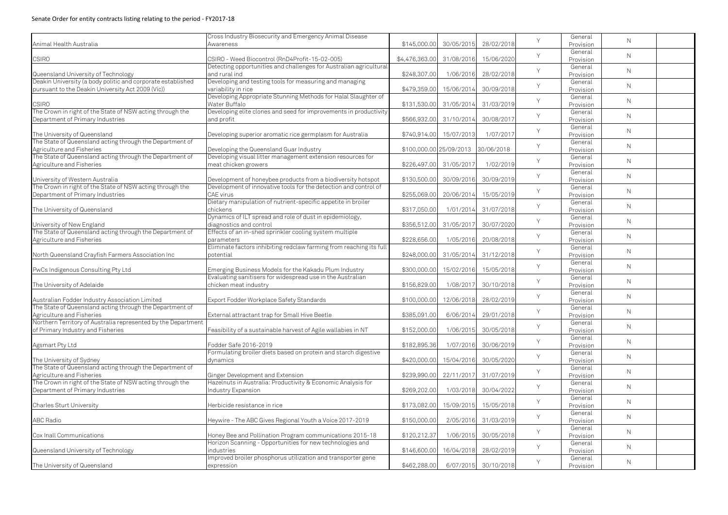Senate Order for entity contracts listing relating to the period - FY2017-18

| | | | | | | | | |
|---|---|---|---|---|---|---|---|---|
| Animal Health Australia | Cross Industry Biosecurity and Emergency Animal Disease Awareness | $145,000.00 | 30/05/2015 | 28/02/2018 | Y | General Provision | N | |
| CSIRO | CSIRO - Weed Biocontrol (RnD4Profit-15-02-005) | $4,476,363.00 | 31/08/2016 | 15/06/2020 | Y | General Provision | N | |
| Queensland University of Technology | Detecting opportunities and challenges for Australian agricultural and rural ind | $248,307.00 | 1/06/2016 | 28/02/2018 | Y | General Provision | N | |
| Deakin University (a body politic and corporate established pursuant to the Deakin University Act 2009 (Vic)) | Developing and testing tools for measuring and managing variability in rice | $479,359.00 | 15/06/2014 | 30/09/2018 | Y | General Provision | N | |
| CSIRO | Developing Appropriate Stunning Methods for Halal Slaughter of Water Buffalo | $131,530.00 | 31/05/2014 | 31/03/2019 | Y | General Provision | N | |
| The Crown in right of the State of NSW acting through the Department of Primary Industries | Developing elite clones and seed for improvements in productivity and profit | $566,932.00 | 31/10/2014 | 30/08/2017 | Y | General Provision | N | |
| The University of Queensland | Developing superior aromatic rice germplasm for Australia | $740,914.00 | 15/07/2013 | 1/07/2017 | Y | General Provision | N | |
| The State of Queensland acting through the Department of Agriculture and Fisheries | Developing the Queensland Guar Industry | $100,000.00 | 25/09/2013 | 30/06/2018 | Y | General Provision | N | |
| The State of Queensland acting through the Department of Agriculture and Fisheries | Developing visual litter management extension resources for meat chicken growers | $226,497.00 | 31/05/2017 | 1/02/2019 | Y | General Provision | N | |
| University of Western Australia | Development of honeybee products from a biodiversity hotspot | $130,500.00 | 30/09/2016 | 30/09/2019 | Y | General Provision | N | |
| The Crown in right of the State of NSW acting through the Department of Primary Industries | Development of innovative tools for the detection and control of CAE virus | $255,069.00 | 20/06/2014 | 15/05/2019 | Y | General Provision | N | |
| The University of Queensland | Dietary manipulation of nutrient-specific appetite in broiler chickens | $317,050.00 | 1/01/2014 | 31/07/2018 | Y | General Provision | N | |
| University of New England | Dynamics of ILT spread and role of dust in epidemiology, diagnostics and control | $356,512.00 | 31/05/2017 | 30/07/2020 | Y | General Provision | N | |
| The State of Queensland acting through the Department of Agriculture and Fisheries | Effects of an in-shed sprinkler cooling system multiple parameters | $228,656.00 | 1/05/2016 | 20/08/2018 | Y | General Provision | N | |
| North Queensland Crayfish Farmers Association Inc | Eliminate factors inhibiting redclaw farming from reaching its full potential | $248,000.00 | 31/05/2014 | 31/12/2018 | Y | General Provision | N | |
| PwCs Indigenous Consulting Pty Ltd | Emerging Business Models for the Kakadu Plum Industry | $300,000.00 | 15/02/2016 | 15/05/2018 | Y | General Provision | N | |
| The University of Adelaide | Evaluating sanitisers for widespread use in the Australian chicken meat industry | $156,829.00 | 1/08/2017 | 30/10/2018 | Y | General Provision | N | |
| Australian Fodder Industry Association Limited | Export Fodder Workplace Safety Standards | $100,000.00 | 12/06/2018 | 28/02/2019 | Y | General Provision | N | |
| The State of Queensland acting through the Department of Agriculture and Fisheries | External attractant trap for Small Hive Beetle | $385,091.00 | 6/06/2014 | 29/01/2018 | Y | General Provision | N | |
| Northern Territory of Australia represented by the Department of Primary Industry and Fisheries | Feasibility of a sustainable harvest of Agile wallabies in NT | $152,000.00 | 1/06/2015 | 30/05/2018 | Y | General Provision | N | |
| Agsmart Pty Ltd | Fodder Safe 2016-2019 | $182,895.36 | 1/07/2016 | 30/06/2019 | Y | General Provision | N | |
| The University of Sydney | Formulating broiler diets based on protein and starch digestive dynamics | $420,000.00 | 15/04/2016 | 30/05/2020 | Y | General Provision | N | |
| The State of Queensland acting through the Department of Agriculture and Fisheries | Ginger Development and Extension | $239,990.00 | 22/11/2017 | 31/07/2019 | Y | General Provision | N | |
| The Crown in right of the State of NSW acting through the Department of Primary Industries | Hazelnuts in Australia: Productivity & Economic Analysis for Industry Expansion | $269,202.00 | 1/03/2018 | 30/04/2022 | Y | General Provision | N | |
| Charles Sturt University | Herbicide resistance in rice | $173,082.00 | 15/09/2015 | 15/05/2018 | Y | General Provision | N | |
| ABC Radio | Heywire - The ABC Gives Regional Youth a Voice 2017-2019 | $150,000.00 | 2/05/2016 | 31/03/2019 | Y | General Provision | N | |
| Cox Inall Communications | Honey Bee and Pollination Program communications 2015-18 | $120,212.37 | 1/06/2015 | 30/05/2018 | Y | General Provision | N | |
| Queensland University of Technology | Horizon Scanning - Opportunities for new technologies and industries | $146,600.00 | 16/04/2018 | 28/02/2019 | Y | General Provision | N | |
| The University of Queensland | Improved broiler phosphorus utilization and transporter gene expression | $462,288.00 | 6/07/2015 | 30/10/2018 | Y | General Provision | N | |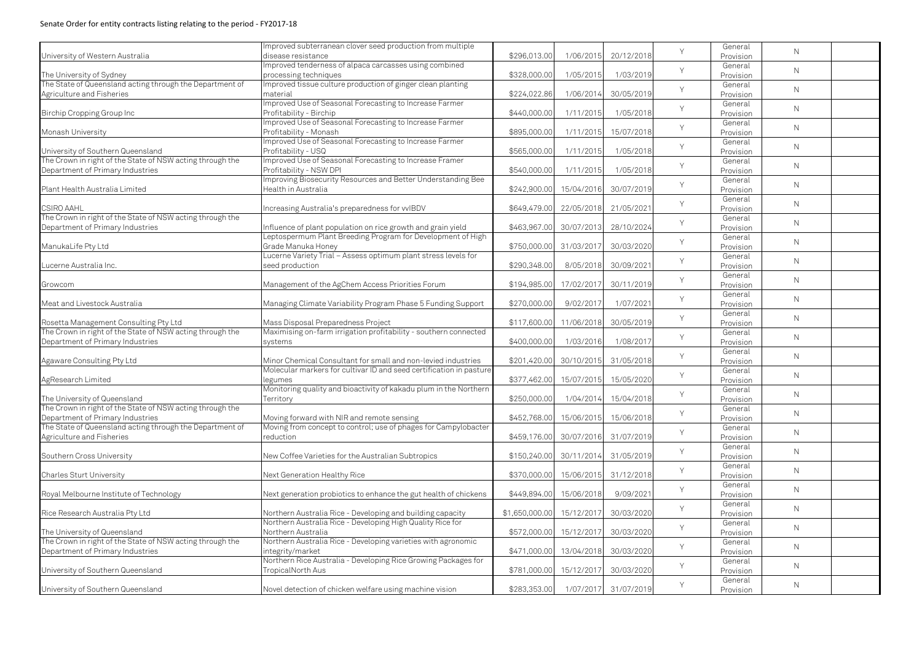Senate Order for entity contracts listing relating to the period - FY2017-18

| | | | | | | | | |
|---|---|---|---|---|---|---|---|---|
| University of Western Australia | Improved subterranean clover seed production from multiple disease resistance | $296,013.00 | 1/06/2015 | 20/12/2018 | Y | General Provision | N | |
| The University of Sydney | Improved tenderness of alpaca carcasses using combined processing techniques | $328,000.00 | 1/05/2015 | 1/03/2019 | Y | General Provision | N | |
| The State of Queensland acting through the Department of Agriculture and Fisheries | Improved tissue culture production of ginger clean planting material | $224,022.86 | 1/06/2014 | 30/05/2019 | Y | General Provision | N | |
| Birchip Cropping Group Inc | Improved Use of Seasonal Forecasting to Increase Farmer Profitability - Birchip | $440,000.00 | 1/11/2015 | 1/05/2018 | Y | General Provision | N | |
| Monash University | Improved Use of Seasonal Forecasting to Increase Farmer Profitability - Monash | $895,000.00 | 1/11/2015 | 15/07/2018 | Y | General Provision | N | |
| University of Southern Queensland | Improved Use of Seasonal Forecasting to Increase Farmer Profitability - USQ | $565,000.00 | 1/11/2015 | 1/05/2018 | Y | General Provision | N | |
| The Crown in right of the State of NSW acting through the Department of Primary Industries | Improved Use of Seasonal Forecasting to Increase Framer Profitability - NSW DPI | $540,000.00 | 1/11/2015 | 1/05/2018 | Y | General Provision | N | |
| Plant Health Australia Limited | Improving Biosecurity Resources and Better Understanding Bee Health in Australia | $242,900.00 | 15/04/2016 | 30/07/2019 | Y | General Provision | N | |
| CSIRO AAHL | Increasing Australia's preparedness for vvIBDV | $649,479.00 | 22/05/2018 | 21/05/2021 | Y | General Provision | N | |
| The Crown in right of the State of NSW acting through the Department of Primary Industries | Influence of plant population on rice growth and grain yield | $463,967.00 | 30/07/2013 | 28/10/2024 | Y | General Provision | N | |
| ManukaLife Pty Ltd | Leptospermum Plant Breeding Program for Development of High Grade Manuka Honey | $750,000.00 | 31/03/2017 | 30/03/2020 | Y | General Provision | N | |
| Lucerne Australia Inc. | Lucerne Variety Trial – Assess optimum plant stress levels for seed production | $290,348.00 | 8/05/2018 | 30/09/2021 | Y | General Provision | N | |
| Growcom | Management of the AgChem Access Priorities Forum | $194,985.00 | 17/02/2017 | 30/11/2019 | Y | General Provision | N | |
| Meat and Livestock Australia | Managing Climate Variability Program Phase 5 Funding Support | $270,000.00 | 9/02/2017 | 1/07/2021 | Y | General Provision | N | |
| Rosetta Management Consulting Pty Ltd | Mass Disposal Preparedness Project | $117,600.00 | 11/06/2018 | 30/05/2019 | Y | General Provision | N | |
| The Crown in right of the State of NSW acting through the Department of Primary Industries | Maximising on-farm irrigation profitability - southern connected systems | $400,000.00 | 1/03/2016 | 1/08/2017 | Y | General Provision | N | |
| Agaware Consulting Pty Ltd | Minor Chemical Consultant for small and non-levied industries | $201,420.00 | 30/10/2015 | 31/05/2018 | Y | General Provision | N | |
| AgResearch Limited | Molecular markers for cultivar ID and seed certification in pasture legumes | $377,462.00 | 15/07/2015 | 15/05/2020 | Y | General Provision | N | |
| The University of Queensland | Monitoring quality and bioactivity of kakadu plum in the Northern Territory | $250,000.00 | 1/04/2014 | 15/04/2018 | Y | General Provision | N | |
| The Crown in right of the State of NSW acting through the Department of Primary Industries | Moving forward with NIR and remote sensing | $452,768.00 | 15/06/2015 | 15/06/2018 | Y | General Provision | N | |
| The State of Queensland acting through the Department of Agriculture and Fisheries | Moving from concept to control; use of phages for Campylobacter reduction | $459,176.00 | 30/07/2016 | 31/07/2019 | Y | General Provision | N | |
| Southern Cross University | New Coffee Varieties for the Australian Subtropics | $150,240.00 | 30/11/2014 | 31/05/2019 | Y | General Provision | N | |
| Charles Sturt University | Next Generation Healthy Rice | $370,000.00 | 15/06/2015 | 31/12/2018 | Y | General Provision | N | |
| Royal Melbourne Institute of Technology | Next generation probiotics to enhance the gut health of chickens | $449,894.00 | 15/06/2018 | 9/09/2021 | Y | General Provision | N | |
| Rice Research Australia Pty Ltd | Northern Australia Rice - Developing and building capacity | $1,650,000.00 | 15/12/2017 | 30/03/2020 | Y | General Provision | N | |
| The University of Queensland | Northern Australia Rice - Developing High Quality Rice for Northern Australia | $572,000.00 | 15/12/2017 | 30/03/2020 | Y | General Provision | N | |
| The Crown in right of the State of NSW acting through the Department of Primary Industries | Northern Australia Rice - Developing varieties with agronomic integrity/market | $471,000.00 | 13/04/2018 | 30/03/2020 | Y | General Provision | N | |
| University of Southern Queensland | Northern Rice Australia - Developing Rice Growing Packages for TropicalNorth Aus | $781,000.00 | 15/12/2017 | 30/03/2020 | Y | General Provision | N | |
| University of Southern Queensland | Novel detection of chicken welfare using machine vision | $283,353.00 | 1/07/2017 | 31/07/2019 | Y | General Provision | N | |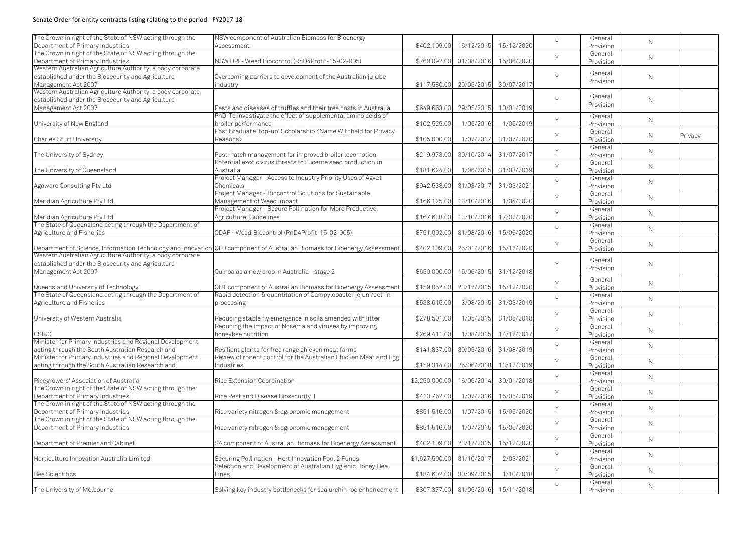Senate Order for entity contracts listing relating to the period - FY2017-18

| | | | | | | | | |
|---|---|---|---|---|---|---|---|---|
| The Crown in right of the State of NSW acting through the Department of Primary Industries | NSW component of Australian Biomass for Bioenergy Assessment | $402,109.00 | 16/12/2015 | 15/12/2020 | Y | General Provision | N | |
| The Crown in right of the State of NSW acting through the Department of Primary Industries | NSW DPI - Weed Biocontrol (RnD4Profit-15-02-005) | $760,092.00 | 31/08/2016 | 15/06/2020 | Y | General Provision | N | |
| Western Australian Agriculture Authority, a body corporate established under the Biosecurity and Agriculture Management Act 2007 | Overcoming barriers to development of the Australian jujube industry | $117,580.00 | 29/05/2015 | 30/07/2017 | Y | General Provision | N | |
| Western Australian Agriculture Authority, a body corporate established under the Biosecurity and Agriculture Management Act 2007 | Pests and diseases of truffles and their tree hosts in Australia | $649,653.00 | 29/05/2015 | 10/01/2019 | Y | General Provision | N | |
| University of New England | PhD-To investigate the effect of supplemental amino acids of broiler performance | $102,525.00 | 1/05/2016 | 1/05/2019 | Y | General Provision | N | |
| Charles Sturt University | Post Graduate 'top-up' Scholarship <Name Withheld for Privacy Reasons> | $105,000.00 | 1/07/2017 | 31/07/2020 | Y | General Provision | N | Privacy |
| The University of Sydney | Post-hatch management for improved broiler locomotion | $219,973.00 | 30/10/2014 | 31/07/2017 | Y | General Provision | N | |
| The University of Queensland | Potential exotic virus threats to Lucerne seed production in Australia | $181,624.00 | 1/06/2015 | 31/03/2019 | Y | General Provision | N | |
| Agaware Consulting Pty Ltd | Project Manager - Access to Industry Priority Uses of Agvet Chemicals | $942,538.00 | 31/03/2017 | 31/03/2021 | Y | General Provision | N | |
| Meridian Agriculture Pty Ltd | Project Manager - Biocontrol Solutions for Sustainable Management of Weed Impact | $166,125.00 | 13/10/2016 | 1/04/2020 | Y | General Provision | N | |
| Meridian Agriculture Pty Ltd | Project Manager - Secure Pollination for More Productive Agriculture: Guidelines | $167,638.00 | 13/10/2016 | 17/02/2020 | Y | General Provision | N | |
| The State of Queensland acting through the Department of Agriculture and Fisheries | QDAF - Weed Biocontrol (RnD4Profit-15-02-005) | $751,092.00 | 31/08/2016 | 15/06/2020 | Y | General Provision | N | |
| Department of Science, Information Technology and Innovation | QLD component of Australian Biomass for Bioenergy Assessment | $402,109.00 | 25/01/2016 | 15/12/2020 | Y | General Provision | N | |
| Western Australian Agriculture Authority, a body corporate established under the Biosecurity and Agriculture Management Act 2007 | Quinoa as a new crop in Australia - stage 2 | $650,000.00 | 15/06/2015 | 31/12/2018 | Y | General Provision | N | |
| Queensland University of Technology | QUT component of Australian Biomass for Bioenergy Assessment | $159,052.00 | 23/12/2015 | 15/12/2020 | Y | General Provision | N | |
| The State of Queensland acting through the Department of Agriculture and Fisheries | Rapid detection & quantitation of Campylobacter jejuni/coli in processing | $538,615.00 | 3/08/2015 | 31/03/2019 | Y | General Provision | N | |
| University of Western Australia | Reducing stable fly emergence in soils amended with litter | $278,501.00 | 1/05/2015 | 31/05/2018 | Y | General Provision | N | |
| CSIRO | Reducing the impact of Nosema and viruses by improving honeybee nutrition | $269,411.00 | 1/08/2015 | 14/12/2017 | Y | General Provision | N | |
| Minister for Primary Industries and Regional Development acting through the South Australian Research and | Resilient plants for free range chicken meat farms | $141,837.00 | 30/05/2016 | 31/08/2019 | Y | General Provision | N | |
| Minister for Primary Industries and Regional Development acting through the South Australian Research and | Review of rodent control for the Australian Chicken Meat and Egg Industries | $159,314.00 | 25/06/2018 | 13/12/2019 | Y | General Provision | N | |
| Ricegrowers' Association of Australia | Rice Extension Coordination | $2,250,000.00 | 16/06/2014 | 30/01/2018 | Y | General Provision | N | |
| The Crown in right of the State of NSW acting through the Department of Primary Industries | Rice Pest and Disease Biosecurity II | $413,762.00 | 1/07/2016 | 15/05/2019 | Y | General Provision | N | |
| The Crown in right of the State of NSW acting through the Department of Primary Industries | Rice variety nitrogen & agronomic management | $851,516.00 | 1/07/2015 | 15/05/2020 | Y | General Provision | N | |
| The Crown in right of the State of NSW acting through the Department of Primary Industries | Rice variety nitrogen & agronomic management | $851,516.00 | 1/07/2015 | 15/05/2020 | Y | General Provision | N | |
| Department of Premier and Cabinet | SA component of Australian Biomass for Bioenergy Assessment | $402,109.00 | 23/12/2015 | 15/12/2020 | Y | General Provision | N | |
| Horticulture Innovation Australia Limited | Securing Pollination - Hort Innovation Pool 2 Funds | $1,627,500.00 | 31/10/2017 | 2/03/2021 | Y | General Provision | N | |
| Bee Scientifics | Selection and Development of Australian Hygienic Honey Bee Lines, | $184,602.00 | 30/09/2015 | 1/10/2018 | Y | General Provision | N | |
| The University of Melbourne | Solving key industry bottlenecks for sea urchin roe enhancement | $307,377.00 | 31/05/2016 | 15/11/2018 | Y | General Provision | N | |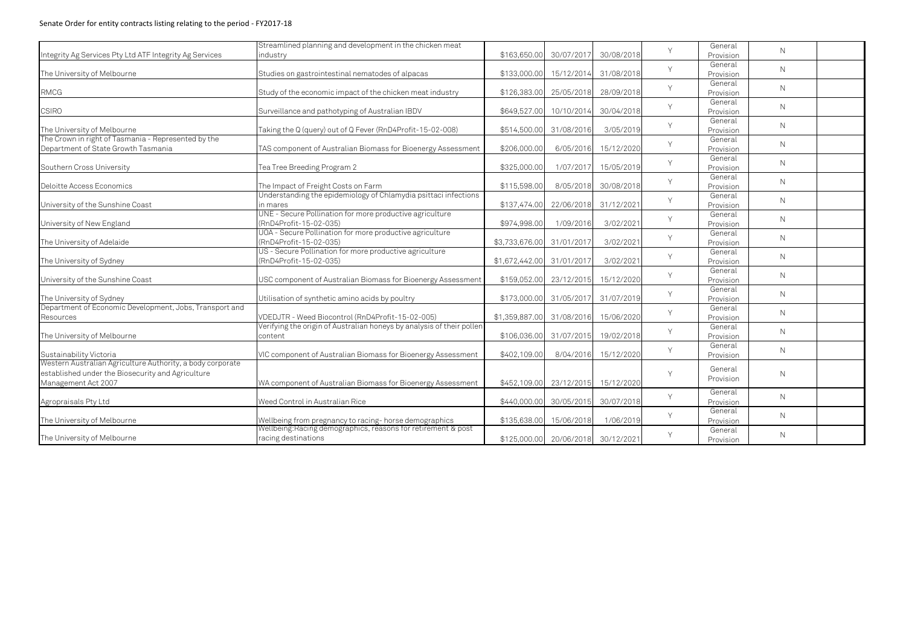Senate Order for entity contracts listing relating to the period - FY2017-18

| | | | | | | | | |
|---|---|---|---|---|---|---|---|---|
| Integrity Ag Services Pty Ltd ATF Integrity Ag Services | Streamlined planning and development in the chicken meat industry | $163,650.00 | 30/07/2017 | 30/08/2018 | Y | General Provision | N | |
| The University of Melbourne | Studies on gastrointestinal nematodes of alpacas | $133,000.00 | 15/12/2014 | 31/08/2018 | Y | General Provision | N | |
| RMCG | Study of the economic impact of the chicken meat industry | $126,383.00 | 25/05/2018 | 28/09/2018 | Y | General Provision | N | |
| CSIRO | Surveillance and pathotyping of Australian IBDV | $649,527.00 | 10/10/2014 | 30/04/2018 | Y | General Provision | N | |
| The University of Melbourne | Taking the Q (query) out of Q Fever (RnD4Profit-15-02-008) | $514,500.00 | 31/08/2016 | 3/05/2019 | Y | General Provision | N | |
| The Crown in right of Tasmania - Represented by the Department of State Growth Tasmania | TAS component of Australian Biomass for Bioenergy Assessment | $206,000.00 | 6/05/2016 | 15/12/2020 | Y | General Provision | N | |
| Southern Cross University | Tea Tree Breeding Program 2 | $325,000.00 | 1/07/2017 | 15/05/2019 | Y | General Provision | N | |
| Deloitte Access Economics | The Impact of Freight Costs on Farm | $115,598.00 | 8/05/2018 | 30/08/2018 | Y | General Provision | N | |
| University of the Sunshine Coast | Understanding the epidemiology of Chlamydia psittaci infections in mares | $137,474.00 | 22/06/2018 | 31/12/2021 | Y | General Provision | N | |
| University of New England | UNE - Secure Pollination for more productive agriculture (RnD4Profit-15-02-035) | $974,998.00 | 1/09/2016 | 3/02/2021 | Y | General Provision | N | |
| The University of Adelaide | UOA - Secure Pollination for more productive agriculture (RnD4Profit-15-02-035) | $3,733,676.00 | 31/01/2017 | 3/02/2021 | Y | General Provision | N | |
| The University of Sydney | US - Secure Pollination for more productive agriculture (RnD4Profit-15-02-035) | $1,672,442.00 | 31/01/2017 | 3/02/2021 | Y | General Provision | N | |
| University of the Sunshine Coast | USC component of Australian Biomass for Bioenergy Assessment | $159,052.00 | 23/12/2015 | 15/12/2020 | Y | General Provision | N | |
| The University of Sydney | Utilisation of synthetic amino acids by poultry | $173,000.00 | 31/05/2017 | 31/07/2019 | Y | General Provision | N | |
| Department of Economic Development, Jobs, Transport and Resources | VDEDJTR - Weed Biocontrol (RnD4Profit-15-02-005) | $1,359,887.00 | 31/08/2016 | 15/06/2020 | Y | General Provision | N | |
| The University of Melbourne | Verifying the origin of Australian honeys by analysis of their pollen content | $106,036.00 | 31/07/2015 | 19/02/2018 | Y | General Provision | N | |
| Sustainability Victoria | VIC component of Australian Biomass for Bioenergy Assessment | $402,109.00 | 8/04/2016 | 15/12/2020 | Y | General Provision | N | |
| Western Australian Agriculture Authority, a body corporate established under the Biosecurity and Agriculture Management Act 2007 | WA component of Australian Biomass for Bioenergy Assessment | $452,109.00 | 23/12/2015 | 15/12/2020 | Y | General Provision | N | |
| Agropraisals Pty Ltd | Weed Control in Australian Rice | $440,000.00 | 30/05/2015 | 30/07/2018 | Y | General Provision | N | |
| The University of Melbourne | Wellbeing from pregnancy to racing- horse demographics | $135,638.00 | 15/06/2018 | 1/06/2019 | Y | General Provision | N | |
| The University of Melbourne | Wellbeing:Racing demographics, reasons for retirement & post racing destinations | $125,000.00 | 20/06/2018 | 30/12/2021 | Y | General Provision | N | |